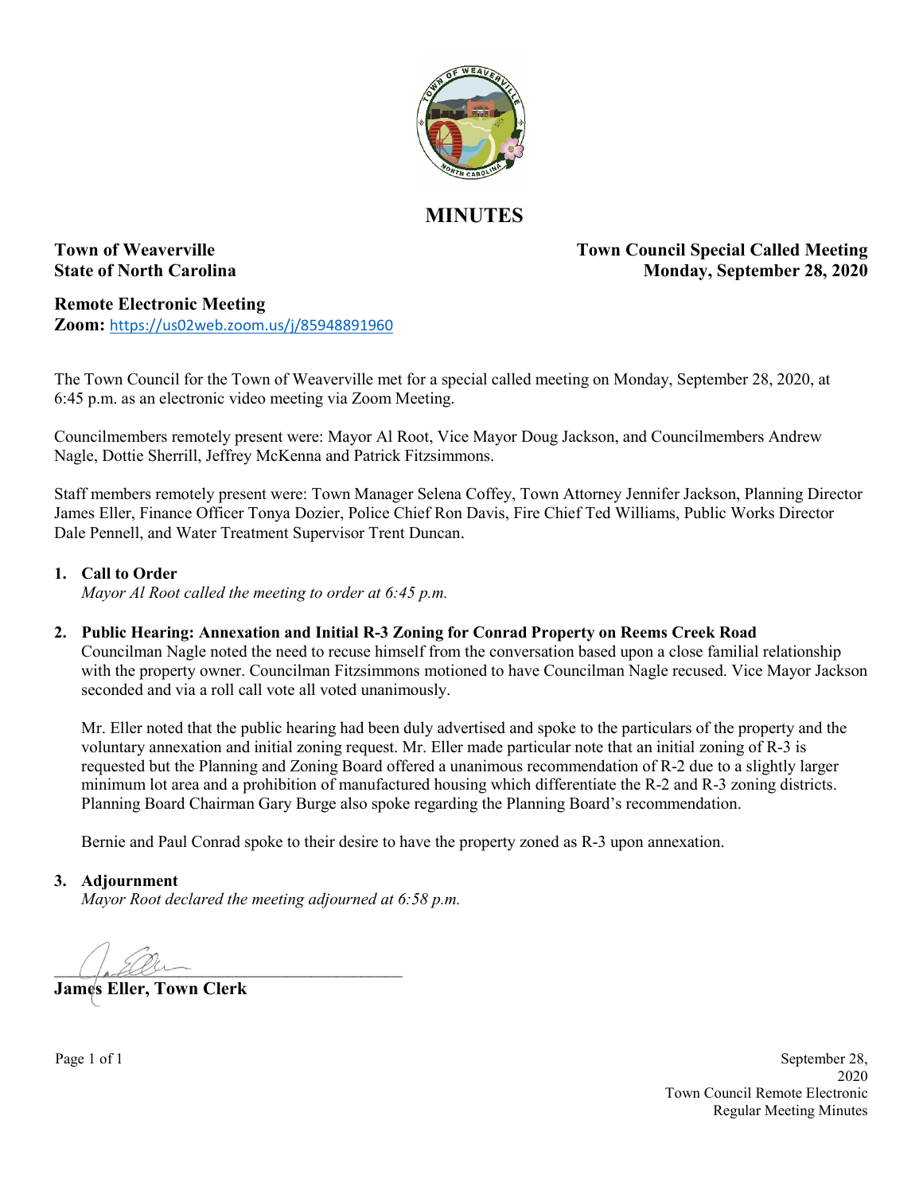# MINUTES

**Town of Weaverville**
**State of North Carolina**

**Town Council Special Called Meeting**
**Monday, September 28, 2020**

**Remote Electronic Meeting**
**Zoom:** https://us02web.zoom.us/j/85948891960

The Town Council for the Town of Weaverville met for a special called meeting on Monday, September 28, 2020, at 6:45 p.m. as an electronic video meeting via Zoom Meeting.

Councilmembers remotely present were: Mayor Al Root, Vice Mayor Doug Jackson, and Councilmembers Andrew Nagle, Dottie Sherrill, Jeffrey McKenna and Patrick Fitzsimmons.

Staff members remotely present were: Town Manager Selena Coffey, Town Attorney Jennifer Jackson, Planning Director James Eller, Finance Officer Tonya Dozier, Police Chief Ron Davis, Fire Chief Ted Williams, Public Works Director Dale Pennell, and Water Treatment Supervisor Trent Duncan.

1. **Call to Order**

   *Mayor Al Root called the meeting to order at 6:45 p.m.*

2. **Public Hearing: Annexation and Initial R-3 Zoning for Conrad Property on Reems Creek Road**

   Councilman Nagle noted the need to recuse himself from the conversation based upon a close familial relationship with the property owner. Councilman Fitzsimmons motioned to have Councilman Nagle recused. Vice Mayor Jackson seconded and via a roll call vote all voted unanimously.

   Mr. Eller noted that the public hearing had been duly advertised and spoke to the particulars of the property and the voluntary annexation and initial zoning request. Mr. Eller made particular note that an initial zoning of R-3 is requested but the Planning and Zoning Board offered a unanimous recommendation of R-2 due to a slightly larger minimum lot area and a prohibition of manufactured housing which differentiate the R-2 and R-3 zoning districts. Planning Board Chairman Gary Burge also spoke regarding the Planning Board's recommendation.

   Bernie and Paul Conrad spoke to their desire to have the property zoned as R-3 upon annexation.

3. **Adjournment**

   *Mayor Root declared the meeting adjourned at 6:58 p.m.*

______________________________

**James Eller, Town Clerk**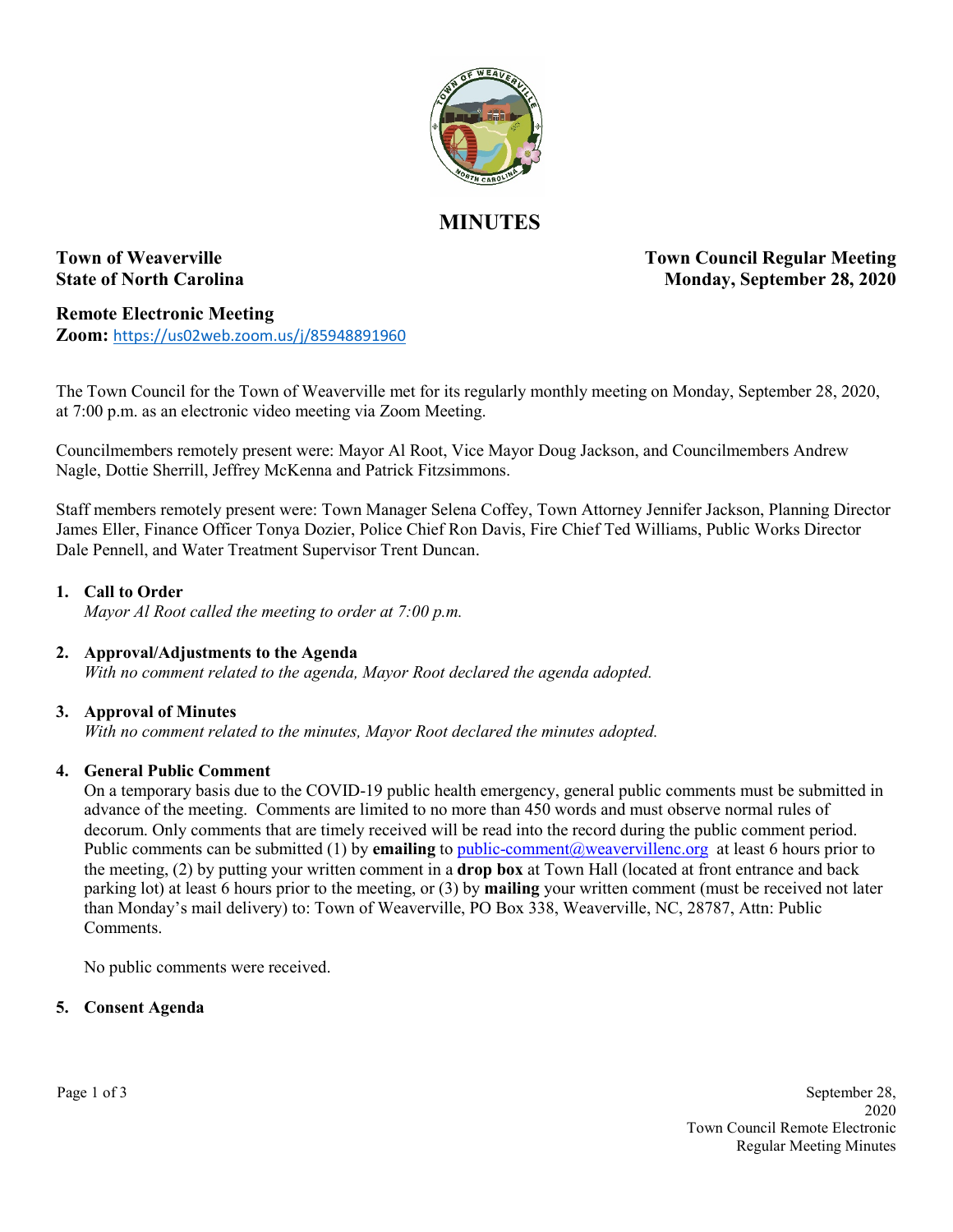# MINUTES

**Town of Weaverville**
**State of North Carolina**

**Town Council Regular Meeting**
**Monday, September 28, 2020**

**Remote Electronic Meeting**
**Zoom:** https://us02web.zoom.us/j/85948891960

The Town Council for the Town of Weaverville met for its regularly monthly meeting on Monday, September 28, 2020, at 7:00 p.m. as an electronic video meeting via Zoom Meeting.

Councilmembers remotely present were: Mayor Al Root, Vice Mayor Doug Jackson, and Councilmembers Andrew Nagle, Dottie Sherrill, Jeffrey McKenna and Patrick Fitzsimmons.

Staff members remotely present were: Town Manager Selena Coffey, Town Attorney Jennifer Jackson, Planning Director James Eller, Finance Officer Tonya Dozier, Police Chief Ron Davis, Fire Chief Ted Williams, Public Works Director Dale Pennell, and Water Treatment Supervisor Trent Duncan.

1. **Call to Order**
   *Mayor Al Root called the meeting to order at 7:00 p.m.*

2. **Approval/Adjustments to the Agenda**
   *With no comment related to the agenda, Mayor Root declared the agenda adopted.*

3. **Approval of Minutes**
   *With no comment related to the minutes, Mayor Root declared the minutes adopted.*

4. **General Public Comment**
   On a temporary basis due to the COVID-19 public health emergency, general public comments must be submitted in advance of the meeting. Comments are limited to no more than 450 words and must observe normal rules of decorum. Only comments that are timely received will be read into the record during the public comment period. Public comments can be submitted (1) by **emailing** to public-comment@weavervillenc.org at least 6 hours prior to the meeting, (2) by putting your written comment in a **drop box** at Town Hall (located at front entrance and back parking lot) at least 6 hours prior to the meeting, or (3) by **mailing** your written comment (must be received not later than Monday's mail delivery) to: Town of Weaverville, PO Box 338, Weaverville, NC, 28787, Attn: Public Comments.

   No public comments were received.

5. **Consent Agenda**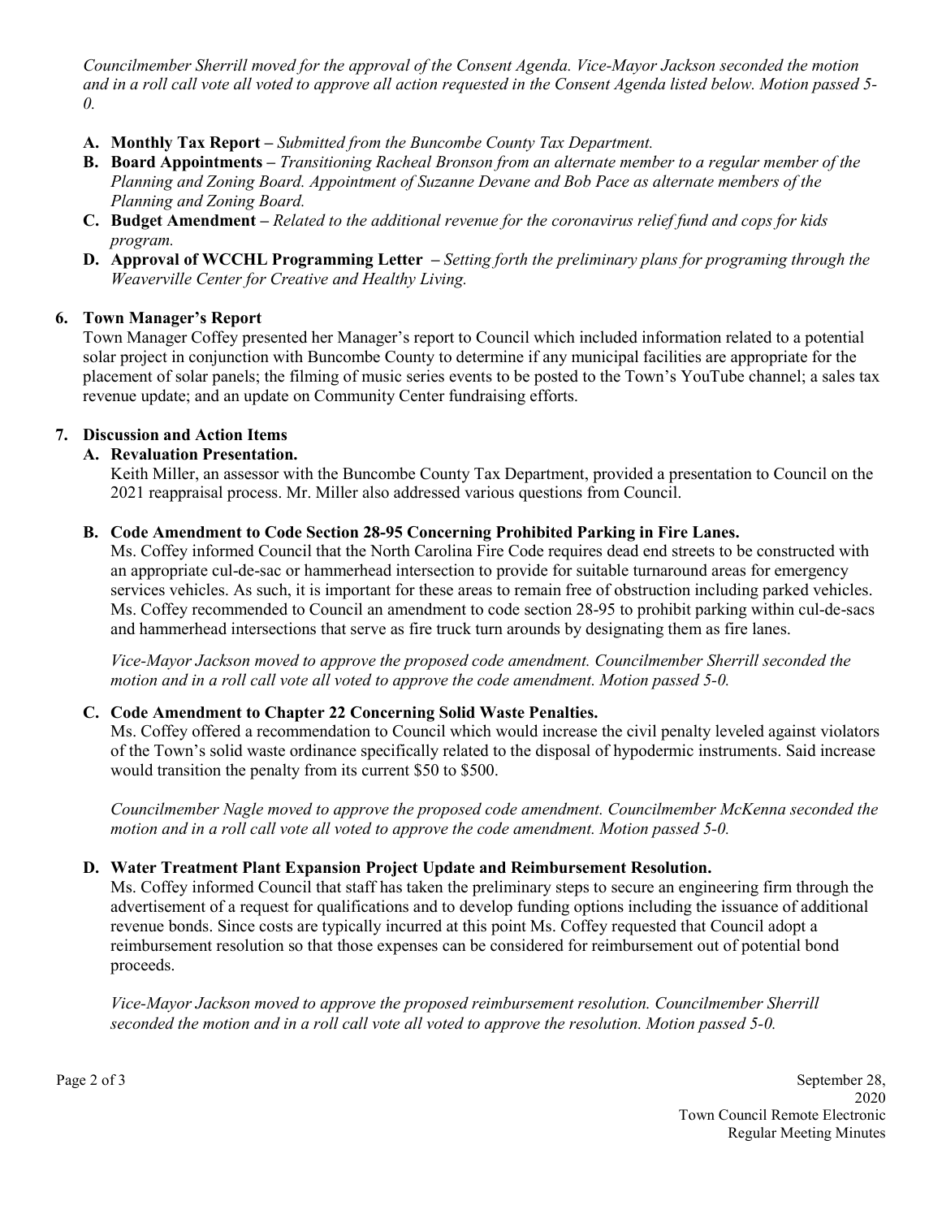*Councilmember Sherrill moved for the approval of the Consent Agenda. Vice-Mayor Jackson seconded the motion and in a roll call vote all voted to approve all action requested in the Consent Agenda listed below. Motion passed 5-0.*

- **A. Monthly Tax Report –** *Submitted from the Buncombe County Tax Department.*
- **B. Board Appointments –** *Transitioning Racheal Bronson from an alternate member to a regular member of the Planning and Zoning Board. Appointment of Suzanne Devane and Bob Pace as alternate members of the Planning and Zoning Board.*
- **C. Budget Amendment –** *Related to the additional revenue for the coronavirus relief fund and cops for kids program.*
- **D. Approval of WCCHL Programming Letter –** *Setting forth the preliminary plans for programing through the Weaverville Center for Creative and Healthy Living.*

## 6. Town Manager's Report

Town Manager Coffey presented her Manager's report to Council which included information related to a potential solar project in conjunction with Buncombe County to determine if any municipal facilities are appropriate for the placement of solar panels; the filming of music series events to be posted to the Town's YouTube channel; a sales tax revenue update; and an update on Community Center fundraising efforts.

## 7. Discussion and Action Items

### A. Revaluation Presentation.

Keith Miller, an assessor with the Buncombe County Tax Department, provided a presentation to Council on the 2021 reappraisal process. Mr. Miller also addressed various questions from Council.

### B. Code Amendment to Code Section 28-95 Concerning Prohibited Parking in Fire Lanes.

Ms. Coffey informed Council that the North Carolina Fire Code requires dead end streets to be constructed with an appropriate cul-de-sac or hammerhead intersection to provide for suitable turnaround areas for emergency services vehicles. As such, it is important for these areas to remain free of obstruction including parked vehicles. Ms. Coffey recommended to Council an amendment to code section 28-95 to prohibit parking within cul-de-sacs and hammerhead intersections that serve as fire truck turn arounds by designating them as fire lanes.

*Vice-Mayor Jackson moved to approve the proposed code amendment. Councilmember Sherrill seconded the motion and in a roll call vote all voted to approve the code amendment. Motion passed 5-0.*

### C. Code Amendment to Chapter 22 Concerning Solid Waste Penalties.

Ms. Coffey offered a recommendation to Council which would increase the civil penalty leveled against violators of the Town's solid waste ordinance specifically related to the disposal of hypodermic instruments. Said increase would transition the penalty from its current $50 to $500.

*Councilmember Nagle moved to approve the proposed code amendment. Councilmember McKenna seconded the motion and in a roll call vote all voted to approve the code amendment. Motion passed 5-0.*

### D. Water Treatment Plant Expansion Project Update and Reimbursement Resolution.

Ms. Coffey informed Council that staff has taken the preliminary steps to secure an engineering firm through the advertisement of a request for qualifications and to develop funding options including the issuance of additional revenue bonds. Since costs are typically incurred at this point Ms. Coffey requested that Council adopt a reimbursement resolution so that those expenses can be considered for reimbursement out of potential bond proceeds.

*Vice-Mayor Jackson moved to approve the proposed reimbursement resolution. Councilmember Sherrill seconded the motion and in a roll call vote all voted to approve the resolution. Motion passed 5-0.*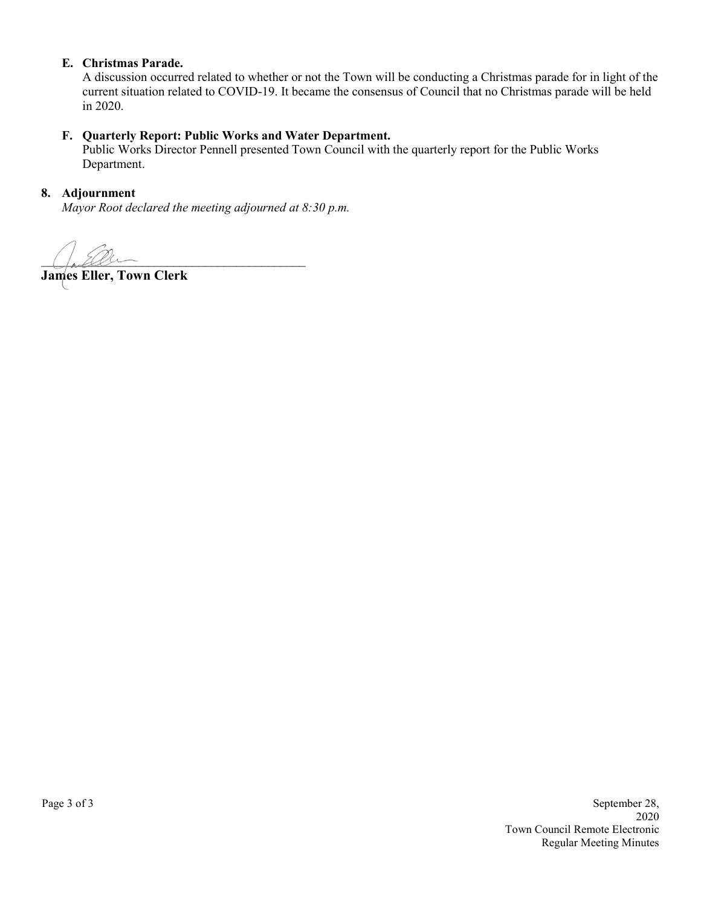**E. Christmas Parade.**

A discussion occurred related to whether or not the Town will be conducting a Christmas parade for in light of the current situation related to COVID-19. It became the consensus of Council that no Christmas parade will be held in 2020.

**F. Quarterly Report: Public Works and Water Department.**

Public Works Director Pennell presented Town Council with the quarterly report for the Public Works Department.

**8. Adjournment**

*Mayor Root declared the meeting adjourned at 8:30 p.m.*

\_\_\_\_\_\_\_\_\_\_\_\_\_\_\_\_\_\_\_\_\_\_\_\_\_\_\_\_\_\_\_\_\_\_\_\_\_\_\_\_

**James Eller, Town Clerk**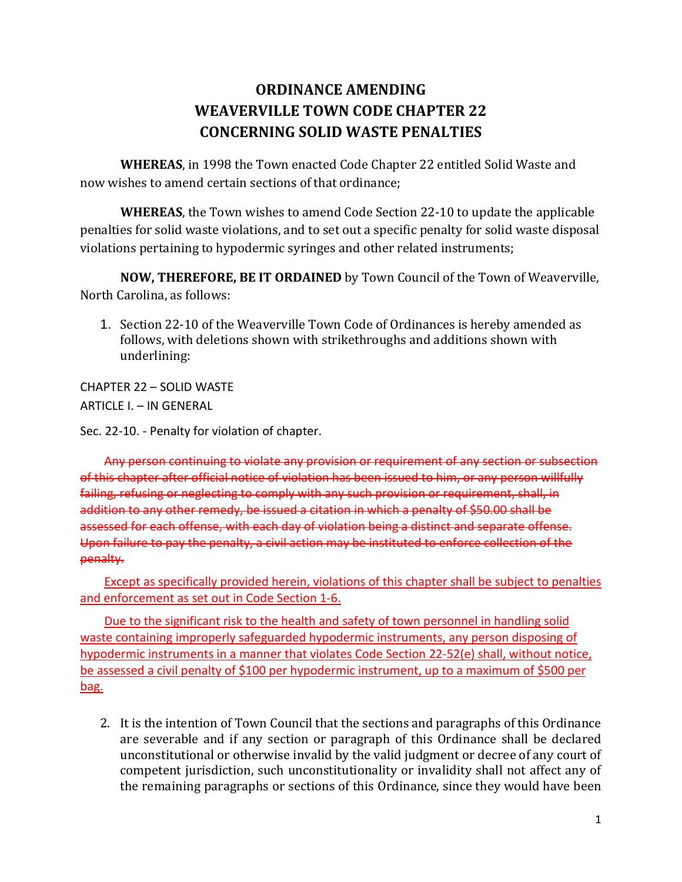# ORDINANCE AMENDING
# WEAVERVILLE TOWN CODE CHAPTER 22
# CONCERNING SOLID WASTE PENALTIES

**WHEREAS**, in 1998 the Town enacted Code Chapter 22 entitled Solid Waste and now wishes to amend certain sections of that ordinance;

**WHEREAS**, the Town wishes to amend Code Section 22-10 to update the applicable penalties for solid waste violations, and to set out a specific penalty for solid waste disposal violations pertaining to hypodermic syringes and other related instruments;

**NOW, THEREFORE, BE IT ORDAINED** by Town Council of the Town of Weaverville, North Carolina, as follows:

1. Section 22-10 of the Weaverville Town Code of Ordinances is hereby amended as follows, with deletions shown with strikethroughs and additions shown with underlining:

CHAPTER 22 – SOLID WASTE

ARTICLE I. – IN GENERAL

Sec. 22-10. - Penalty for violation of chapter.

~~Any person continuing to violate any provision or requirement of any section or subsection of this chapter after official notice of violation has been issued to him, or any person willfully failing, refusing or neglecting to comply with any such provision or requirement, shall, in addition to any other remedy, be issued a citation in which a penalty of $50.00 shall be assessed for each offense, with each day of violation being a distinct and separate offense. Upon failure to pay the penalty, a civil action may be instituted to enforce collection of the penalty.~~

<u>Except as specifically provided herein, violations of this chapter shall be subject to penalties and enforcement as set out in Code Section 1-6.</u>

<u>Due to the significant risk to the health and safety of town personnel in handling solid waste containing improperly safeguarded hypodermic instruments, any person disposing of hypodermic instruments in a manner that violates Code Section 22-52(e) shall, without notice, be assessed a civil penalty of $100 per hypodermic instrument, up to a maximum of $500 per bag.</u>

2. It is the intention of Town Council that the sections and paragraphs of this Ordinance are severable and if any section or paragraph of this Ordinance shall be declared unconstitutional or otherwise invalid by the valid judgment or decree of any court of competent jurisdiction, such unconstitutionality or invalidity shall not affect any of the remaining paragraphs or sections of this Ordinance, since they would have been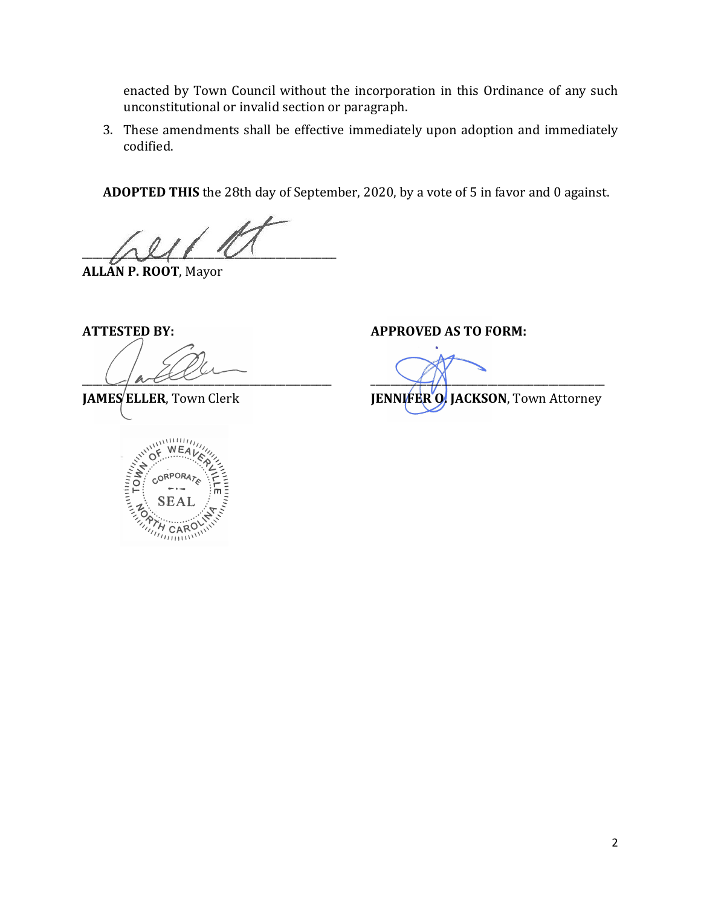enacted by Town Council without the incorporation in this Ordinance of any such unconstitutional or invalid section or paragraph.

3. These amendments shall be effective immediately upon adoption and immediately codified.

**ADOPTED THIS** the 28th day of September, 2020, by a vote of 5 in favor and 0 against.

\_\_\_\_\_\_\_\_\_\_\_\_\_\_\_\_\_\_\_\_\_\_\_\_\_\_\_\_\_\_\_\_\_\_\_\_\_\_\_\_
**ALLAN P. ROOT**, Mayor

**ATTESTED BY:**

\_\_\_\_\_\_\_\_\_\_\_\_\_\_\_\_\_\_\_\_\_\_\_\_\_\_\_\_\_\_\_\_\_\_\_\_\_\_\_\_
**JAMES ELLER**, Town Clerk

**APPROVED AS TO FORM:**

\_\_\_\_\_\_\_\_\_\_\_\_\_\_\_\_\_\_\_\_\_\_\_\_\_\_\_\_\_\_\_\_\_\_\_\_\_\_\_\_
**JENNIFER O. JACKSON**, Town Attorney

TOWN OF WEAVERVILLE CORPORATE SEAL NORTH CAROLINA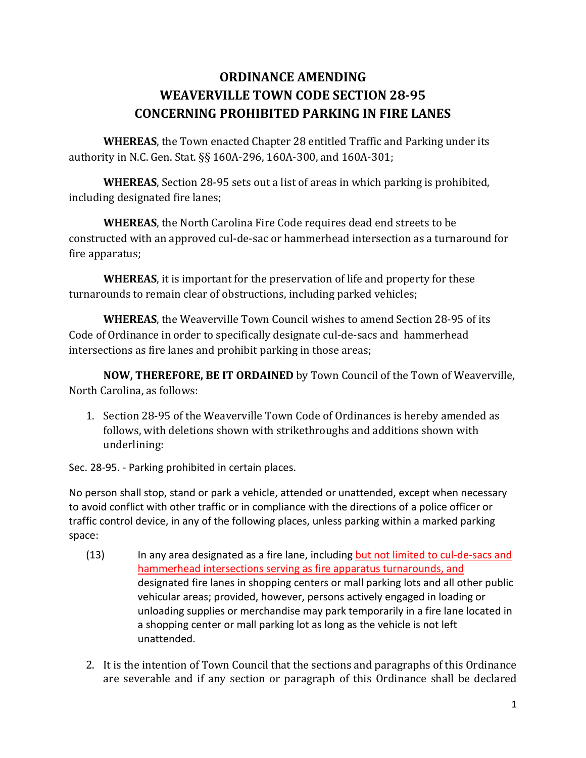# ORDINANCE AMENDING WEAVERVILLE TOWN CODE SECTION 28-95 CONCERNING PROHIBITED PARKING IN FIRE LANES

**WHEREAS**, the Town enacted Chapter 28 entitled Traffic and Parking under its authority in N.C. Gen. Stat. §§ 160A-296, 160A-300, and 160A-301;

**WHEREAS**, Section 28-95 sets out a list of areas in which parking is prohibited, including designated fire lanes;

**WHEREAS**, the North Carolina Fire Code requires dead end streets to be constructed with an approved cul-de-sac or hammerhead intersection as a turnaround for fire apparatus;

**WHEREAS**, it is important for the preservation of life and property for these turnarounds to remain clear of obstructions, including parked vehicles;

**WHEREAS**, the Weaverville Town Council wishes to amend Section 28-95 of its Code of Ordinance in order to specifically designate cul-de-sacs and hammerhead intersections as fire lanes and prohibit parking in those areas;

**NOW, THEREFORE, BE IT ORDAINED** by Town Council of the Town of Weaverville, North Carolina, as follows:

1. Section 28-95 of the Weaverville Town Code of Ordinances is hereby amended as follows, with deletions shown with strikethroughs and additions shown with underlining:

Sec. 28-95. - Parking prohibited in certain places.

No person shall stop, stand or park a vehicle, attended or unattended, except when necessary to avoid conflict with other traffic or in compliance with the directions of a police officer or traffic control device, in any of the following places, unless parking within a marked parking space:

(13) In any area designated as a fire lane, including <u>but not limited to cul-de-sacs and hammerhead intersections serving as fire apparatus turnarounds, and</u> designated fire lanes in shopping centers or mall parking lots and all other public vehicular areas; provided, however, persons actively engaged in loading or unloading supplies or merchandise may park temporarily in a fire lane located in a shopping center or mall parking lot as long as the vehicle is not left unattended.

2. It is the intention of Town Council that the sections and paragraphs of this Ordinance are severable and if any section or paragraph of this Ordinance shall be declared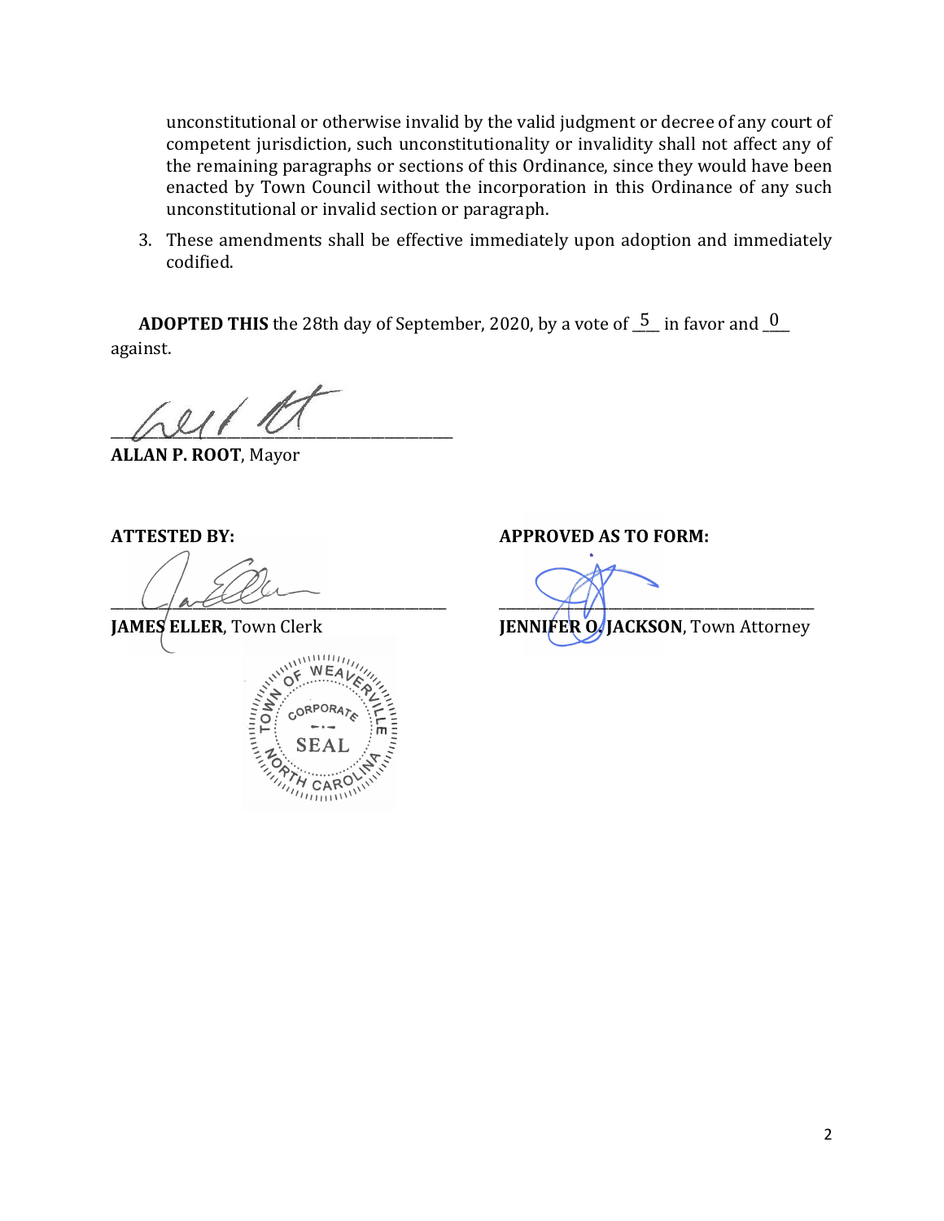unconstitutional or otherwise invalid by the valid judgment or decree of any court of competent jurisdiction, such unconstitutionality or invalidity shall not affect any of the remaining paragraphs or sections of this Ordinance, since they would have been enacted by Town Council without the incorporation in this Ordinance of any such unconstitutional or invalid section or paragraph.

3. These amendments shall be effective immediately upon adoption and immediately codified.

**ADOPTED THIS** the 28th day of September, 2020, by a vote of 5 in favor and 0 against.

_________________________________________
**ALLAN P. ROOT**, Mayor

**ATTESTED BY:**

_________________________________________
**JAMES ELLER**, Town Clerk

**APPROVED AS TO FORM:**

_________________________________________
**JENNIFER O. JACKSON**, Town Attorney

TOWN OF WEAVERVILLE CORPORATE SEAL NORTH CAROLINA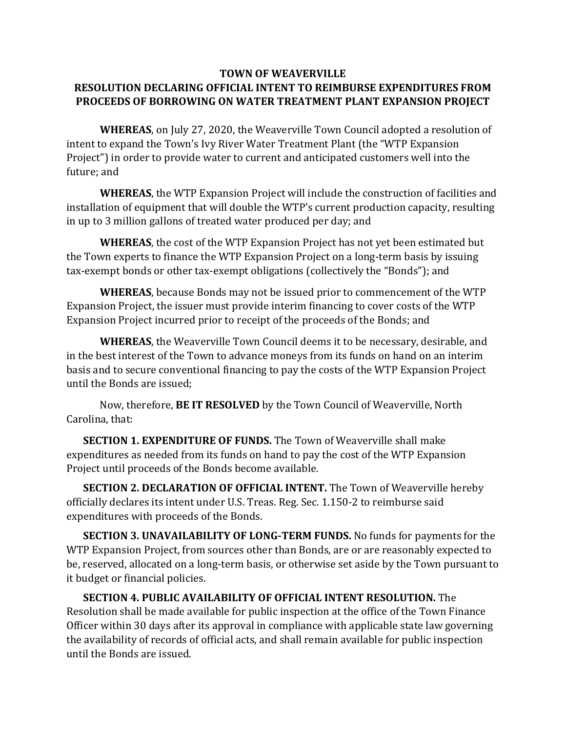**TOWN OF WEAVERVILLE**
**RESOLUTION DECLARING OFFICIAL INTENT TO REIMBURSE EXPENDITURES FROM PROCEEDS OF BORROWING ON WATER TREATMENT PLANT EXPANSION PROJECT**

**WHEREAS**, on July 27, 2020, the Weaverville Town Council adopted a resolution of intent to expand the Town's Ivy River Water Treatment Plant (the "WTP Expansion Project") in order to provide water to current and anticipated customers well into the future; and

**WHEREAS**, the WTP Expansion Project will include the construction of facilities and installation of equipment that will double the WTP's current production capacity, resulting in up to 3 million gallons of treated water produced per day; and

**WHEREAS**, the cost of the WTP Expansion Project has not yet been estimated but the Town experts to finance the WTP Expansion Project on a long-term basis by issuing tax-exempt bonds or other tax-exempt obligations (collectively the "Bonds"); and

**WHEREAS**, because Bonds may not be issued prior to commencement of the WTP Expansion Project, the issuer must provide interim financing to cover costs of the WTP Expansion Project incurred prior to receipt of the proceeds of the Bonds; and

**WHEREAS**, the Weaverville Town Council deems it to be necessary, desirable, and in the best interest of the Town to advance moneys from its funds on hand on an interim basis and to secure conventional financing to pay the costs of the WTP Expansion Project until the Bonds are issued;

Now, therefore, **BE IT RESOLVED** by the Town Council of Weaverville, North Carolina, that:

**SECTION 1. EXPENDITURE OF FUNDS.** The Town of Weaverville shall make expenditures as needed from its funds on hand to pay the cost of the WTP Expansion Project until proceeds of the Bonds become available.

**SECTION 2. DECLARATION OF OFFICIAL INTENT.** The Town of Weaverville hereby officially declares its intent under U.S. Treas. Reg. Sec. 1.150-2 to reimburse said expenditures with proceeds of the Bonds.

**SECTION 3. UNAVAILABILITY OF LONG-TERM FUNDS.** No funds for payments for the WTP Expansion Project, from sources other than Bonds, are or are reasonably expected to be, reserved, allocated on a long-term basis, or otherwise set aside by the Town pursuant to it budget or financial policies.

**SECTION 4. PUBLIC AVAILABILITY OF OFFICIAL INTENT RESOLUTION.** The Resolution shall be made available for public inspection at the office of the Town Finance Officer within 30 days after its approval in compliance with applicable state law governing the availability of records of official acts, and shall remain available for public inspection until the Bonds are issued.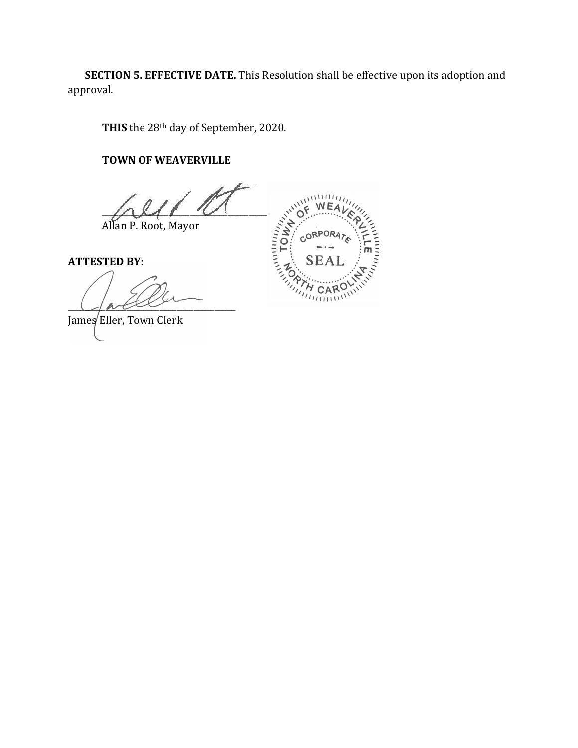**SECTION 5. EFFECTIVE DATE.** This Resolution shall be effective upon its adoption and approval.

**THIS** the 28th day of September, 2020.

**TOWN OF WEAVERVILLE**

\_\_\_\_\_\_\_\_\_\_\_\_\_\_\_\_\_\_\_\_\_\_\_\_\_\_\_\_\_\_\_\_\_\_\_\_

Allan P. Root, Mayor

TOWN OF WEAVERVILLE CORPORATE SEAL NORTH CAROLINA

**ATTESTED BY**:

\_\_\_\_\_\_\_\_\_\_\_\_\_\_\_\_\_\_\_\_\_\_\_\_\_\_\_\_\_\_\_\_\_\_\_\_

James Eller, Town Clerk